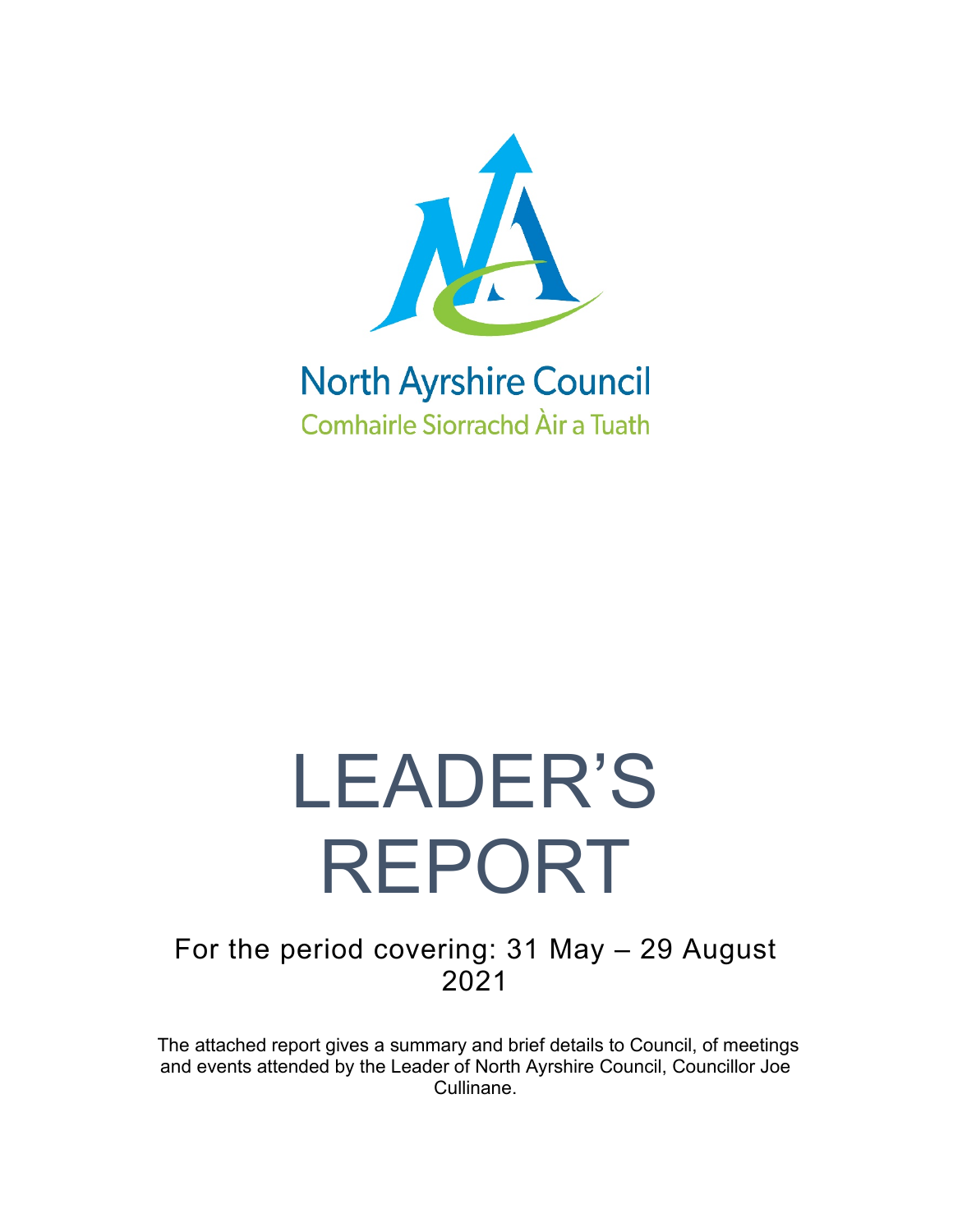North Ayrshire Council

Comhairle Siorrachd Àir a Tuath

# LEADER'S REPORT

## For the period covering: 31 May – 29 August 2021

The attached report gives a summary and brief details to Council, of meetings and events attended by the Leader of North Ayrshire Council, Councillor Joe Cullinane.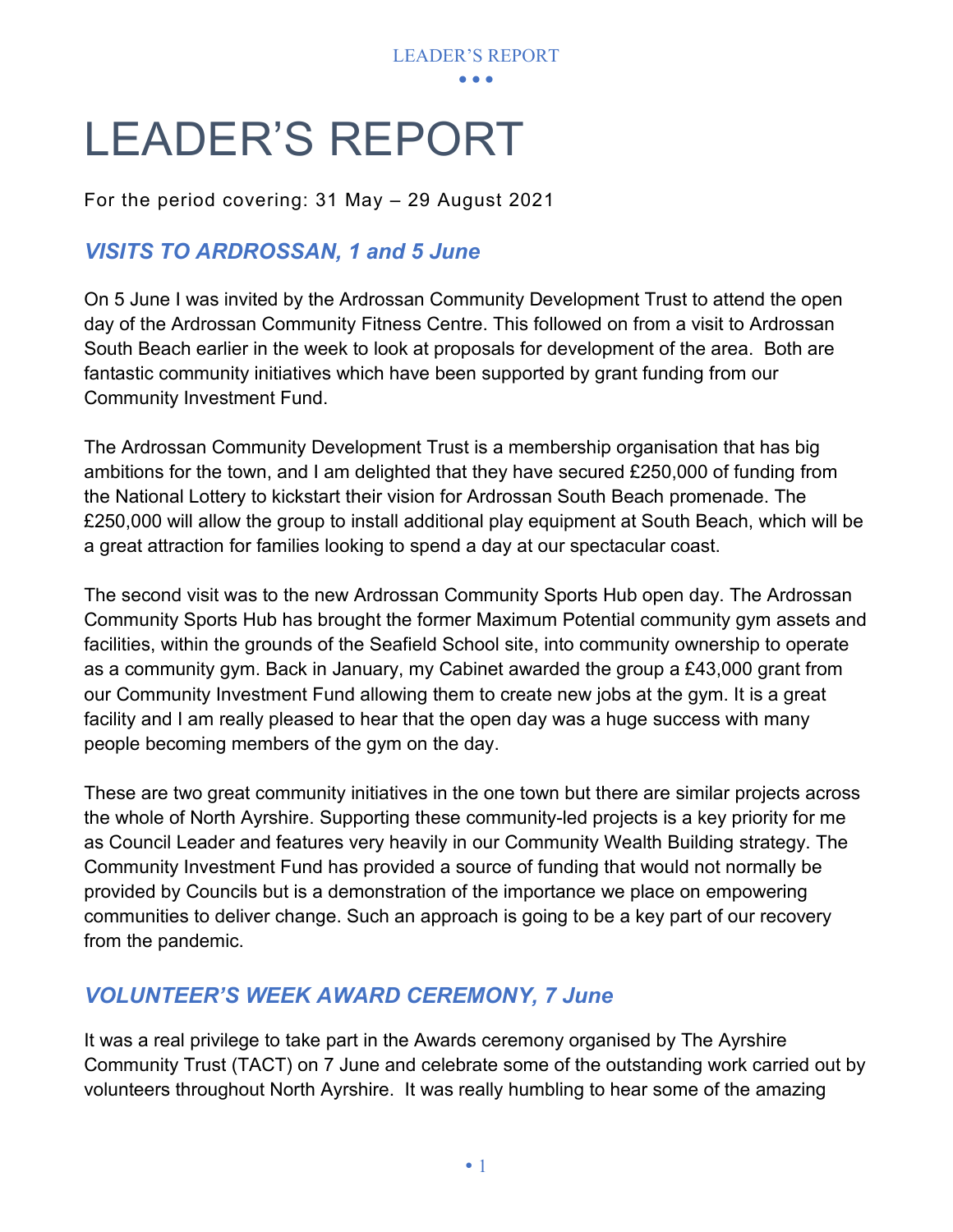# LEADER'S REPORT

For the period covering: 31 May – 29 August 2021

## *VISITS TO ARDROSSAN, 1 and 5 June*

On 5 June I was invited by the Ardrossan Community Development Trust to attend the open day of the Ardrossan Community Fitness Centre. This followed on from a visit to Ardrossan South Beach earlier in the week to look at proposals for development of the area. Both are fantastic community initiatives which have been supported by grant funding from our Community Investment Fund.

The Ardrossan Community Development Trust is a membership organisation that has big ambitions for the town, and I am delighted that they have secured £250,000 of funding from the National Lottery to kickstart their vision for Ardrossan South Beach promenade. The £250,000 will allow the group to install additional play equipment at South Beach, which will be a great attraction for families looking to spend a day at our spectacular coast.

The second visit was to the new Ardrossan Community Sports Hub open day. The Ardrossan Community Sports Hub has brought the former Maximum Potential community gym assets and facilities, within the grounds of the Seafield School site, into community ownership to operate as a community gym. Back in January, my Cabinet awarded the group a £43,000 grant from our Community Investment Fund allowing them to create new jobs at the gym. It is a great facility and I am really pleased to hear that the open day was a huge success with many people becoming members of the gym on the day.

These are two great community initiatives in the one town but there are similar projects across the whole of North Ayrshire. Supporting these community-led projects is a key priority for me as Council Leader and features very heavily in our Community Wealth Building strategy. The Community Investment Fund has provided a source of funding that would not normally be provided by Councils but is a demonstration of the importance we place on empowering communities to deliver change. Such an approach is going to be a key part of our recovery from the pandemic.

## *VOLUNTEER'S WEEK AWARD CEREMONY, 7 June*

It was a real privilege to take part in the Awards ceremony organised by The Ayrshire Community Trust (TACT) on 7 June and celebrate some of the outstanding work carried out by volunteers throughout North Ayrshire. It was really humbling to hear some of the amazing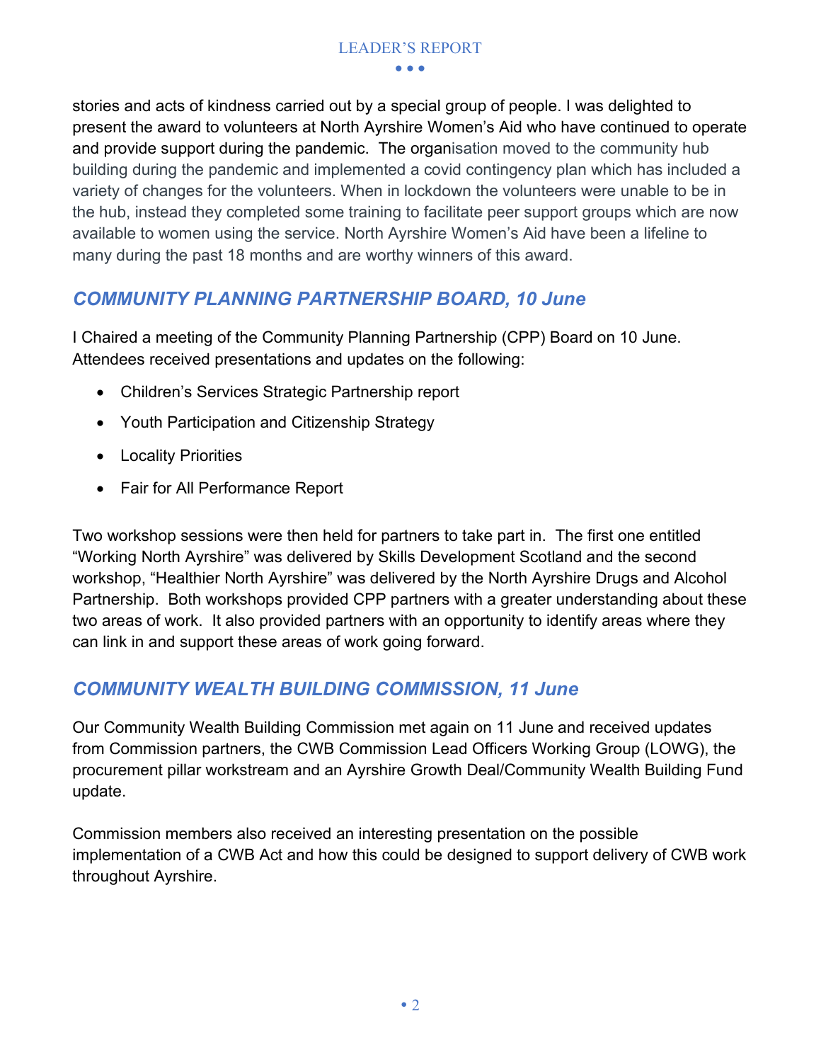stories and acts of kindness carried out by a special group of people. I was delighted to present the award to volunteers at North Ayrshire Women's Aid who have continued to operate and provide support during the pandemic. The organisation moved to the community hub building during the pandemic and implemented a covid contingency plan which has included a variety of changes for the volunteers. When in lockdown the volunteers were unable to be in the hub, instead they completed some training to facilitate peer support groups which are now available to women using the service. North Ayrshire Women's Aid have been a lifeline to many during the past 18 months and are worthy winners of this award.

## *COMMUNITY PLANNING PARTNERSHIP BOARD, 10 June*

I Chaired a meeting of the Community Planning Partnership (CPP) Board on 10 June. Attendees received presentations and updates on the following:

- Children's Services Strategic Partnership report
- Youth Participation and Citizenship Strategy
- Locality Priorities
- Fair for All Performance Report

Two workshop sessions were then held for partners to take part in. The first one entitled "Working North Ayrshire" was delivered by Skills Development Scotland and the second workshop, "Healthier North Ayrshire" was delivered by the North Ayrshire Drugs and Alcohol Partnership. Both workshops provided CPP partners with a greater understanding about these two areas of work. It also provided partners with an opportunity to identify areas where they can link in and support these areas of work going forward.

## *COMMUNITY WEALTH BUILDING COMMISSION, 11 June*

Our Community Wealth Building Commission met again on 11 June and received updates from Commission partners, the CWB Commission Lead Officers Working Group (LOWG), the procurement pillar workstream and an Ayrshire Growth Deal/Community Wealth Building Fund update.

Commission members also received an interesting presentation on the possible implementation of a CWB Act and how this could be designed to support delivery of CWB work throughout Ayrshire.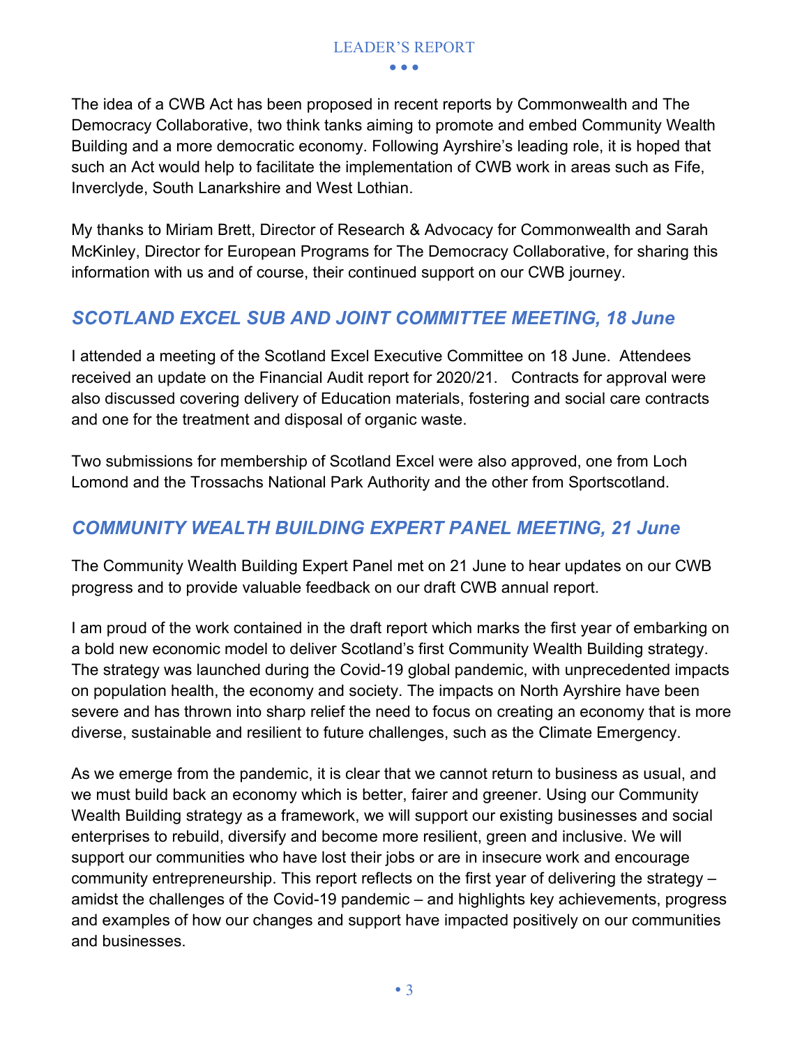The idea of a CWB Act has been proposed in recent reports by Commonwealth and The Democracy Collaborative, two think tanks aiming to promote and embed Community Wealth Building and a more democratic economy. Following Ayrshire's leading role, it is hoped that such an Act would help to facilitate the implementation of CWB work in areas such as Fife, Inverclyde, South Lanarkshire and West Lothian.

My thanks to Miriam Brett, Director of Research & Advocacy for Commonwealth and Sarah McKinley, Director for European Programs for The Democracy Collaborative, for sharing this information with us and of course, their continued support on our CWB journey.

## *SCOTLAND EXCEL SUB AND JOINT COMMITTEE MEETING, 18 June*

I attended a meeting of the Scotland Excel Executive Committee on 18 June. Attendees received an update on the Financial Audit report for 2020/21. Contracts for approval were also discussed covering delivery of Education materials, fostering and social care contracts and one for the treatment and disposal of organic waste.

Two submissions for membership of Scotland Excel were also approved, one from Loch Lomond and the Trossachs National Park Authority and the other from Sportscotland.

## *COMMUNITY WEALTH BUILDING EXPERT PANEL MEETING, 21 June*

The Community Wealth Building Expert Panel met on 21 June to hear updates on our CWB progress and to provide valuable feedback on our draft CWB annual report.

I am proud of the work contained in the draft report which marks the first year of embarking on a bold new economic model to deliver Scotland's first Community Wealth Building strategy. The strategy was launched during the Covid-19 global pandemic, with unprecedented impacts on population health, the economy and society. The impacts on North Ayrshire have been severe and has thrown into sharp relief the need to focus on creating an economy that is more diverse, sustainable and resilient to future challenges, such as the Climate Emergency.

As we emerge from the pandemic, it is clear that we cannot return to business as usual, and we must build back an economy which is better, fairer and greener. Using our Community Wealth Building strategy as a framework, we will support our existing businesses and social enterprises to rebuild, diversify and become more resilient, green and inclusive. We will support our communities who have lost their jobs or are in insecure work and encourage community entrepreneurship. This report reflects on the first year of delivering the strategy – amidst the challenges of the Covid-19 pandemic – and highlights key achievements, progress and examples of how our changes and support have impacted positively on our communities and businesses.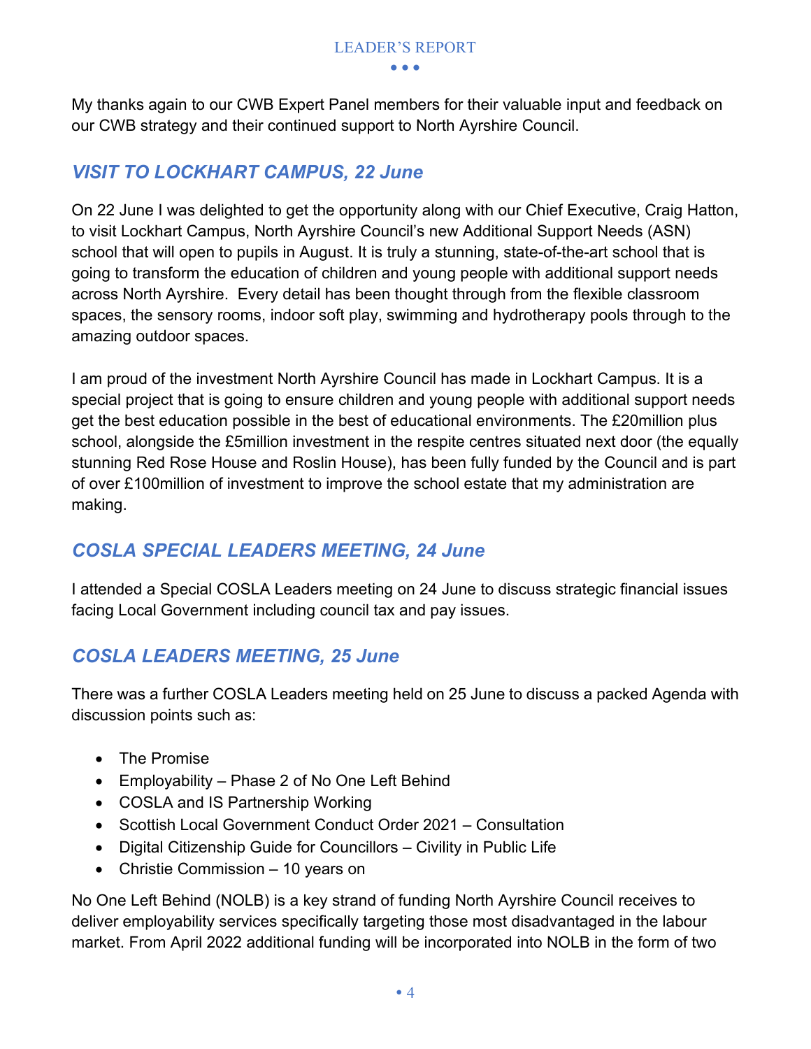My thanks again to our CWB Expert Panel members for their valuable input and feedback on our CWB strategy and their continued support to North Ayrshire Council.

## *VISIT TO LOCKHART CAMPUS, 22 June*

On 22 June I was delighted to get the opportunity along with our Chief Executive, Craig Hatton, to visit Lockhart Campus, North Ayrshire Council's new Additional Support Needs (ASN) school that will open to pupils in August. It is truly a stunning, state-of-the-art school that is going to transform the education of children and young people with additional support needs across North Ayrshire. Every detail has been thought through from the flexible classroom spaces, the sensory rooms, indoor soft play, swimming and hydrotherapy pools through to the amazing outdoor spaces.

I am proud of the investment North Ayrshire Council has made in Lockhart Campus. It is a special project that is going to ensure children and young people with additional support needs get the best education possible in the best of educational environments. The £20million plus school, alongside the £5million investment in the respite centres situated next door (the equally stunning Red Rose House and Roslin House), has been fully funded by the Council and is part of over £100million of investment to improve the school estate that my administration are making.

## *COSLA SPECIAL LEADERS MEETING, 24 June*

I attended a Special COSLA Leaders meeting on 24 June to discuss strategic financial issues facing Local Government including council tax and pay issues.

## *COSLA LEADERS MEETING, 25 June*

There was a further COSLA Leaders meeting held on 25 June to discuss a packed Agenda with discussion points such as:

- The Promise
- Employability – Phase 2 of No One Left Behind
- COSLA and IS Partnership Working
- Scottish Local Government Conduct Order 2021 – Consultation
- Digital Citizenship Guide for Councillors – Civility in Public Life
- Christie Commission – 10 years on

No One Left Behind (NOLB) is a key strand of funding North Ayrshire Council receives to deliver employability services specifically targeting those most disadvantaged in the labour market. From April 2022 additional funding will be incorporated into NOLB in the form of two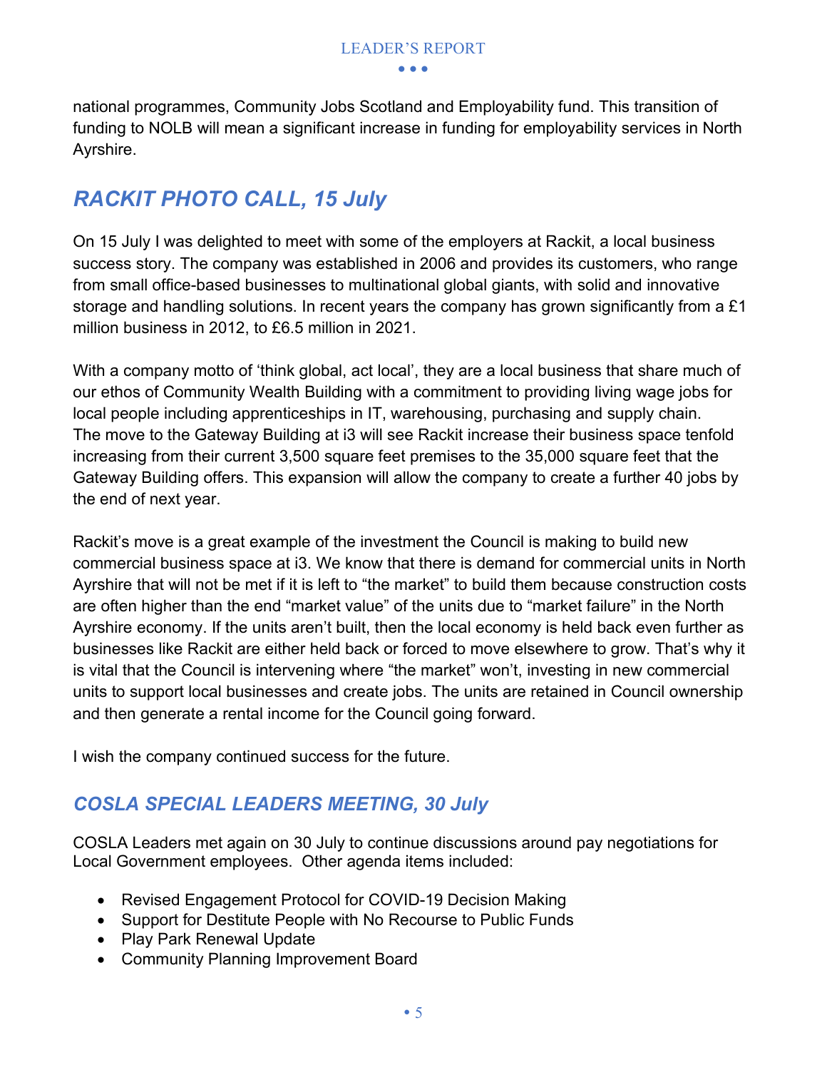national programmes, Community Jobs Scotland and Employability fund. This transition of funding to NOLB will mean a significant increase in funding for employability services in North Ayrshire.

## *RACKIT PHOTO CALL, 15 July*

On 15 July I was delighted to meet with some of the employers at Rackit, a local business success story. The company was established in 2006 and provides its customers, who range from small office-based businesses to multinational global giants, with solid and innovative storage and handling solutions. In recent years the company has grown significantly from a £1 million business in 2012, to £6.5 million in 2021.

With a company motto of 'think global, act local', they are a local business that share much of our ethos of Community Wealth Building with a commitment to providing living wage jobs for local people including apprenticeships in IT, warehousing, purchasing and supply chain. The move to the Gateway Building at i3 will see Rackit increase their business space tenfold increasing from their current 3,500 square feet premises to the 35,000 square feet that the Gateway Building offers. This expansion will allow the company to create a further 40 jobs by the end of next year.

Rackit's move is a great example of the investment the Council is making to build new commercial business space at i3. We know that there is demand for commercial units in North Ayrshire that will not be met if it is left to "the market" to build them because construction costs are often higher than the end "market value" of the units due to "market failure" in the North Ayrshire economy. If the units aren't built, then the local economy is held back even further as businesses like Rackit are either held back or forced to move elsewhere to grow. That's why it is vital that the Council is intervening where "the market" won't, investing in new commercial units to support local businesses and create jobs. The units are retained in Council ownership and then generate a rental income for the Council going forward.

I wish the company continued success for the future.

## *COSLA SPECIAL LEADERS MEETING, 30 July*

COSLA Leaders met again on 30 July to continue discussions around pay negotiations for Local Government employees. Other agenda items included:

- Revised Engagement Protocol for COVID-19 Decision Making
- Support for Destitute People with No Recourse to Public Funds
- Play Park Renewal Update
- Community Planning Improvement Board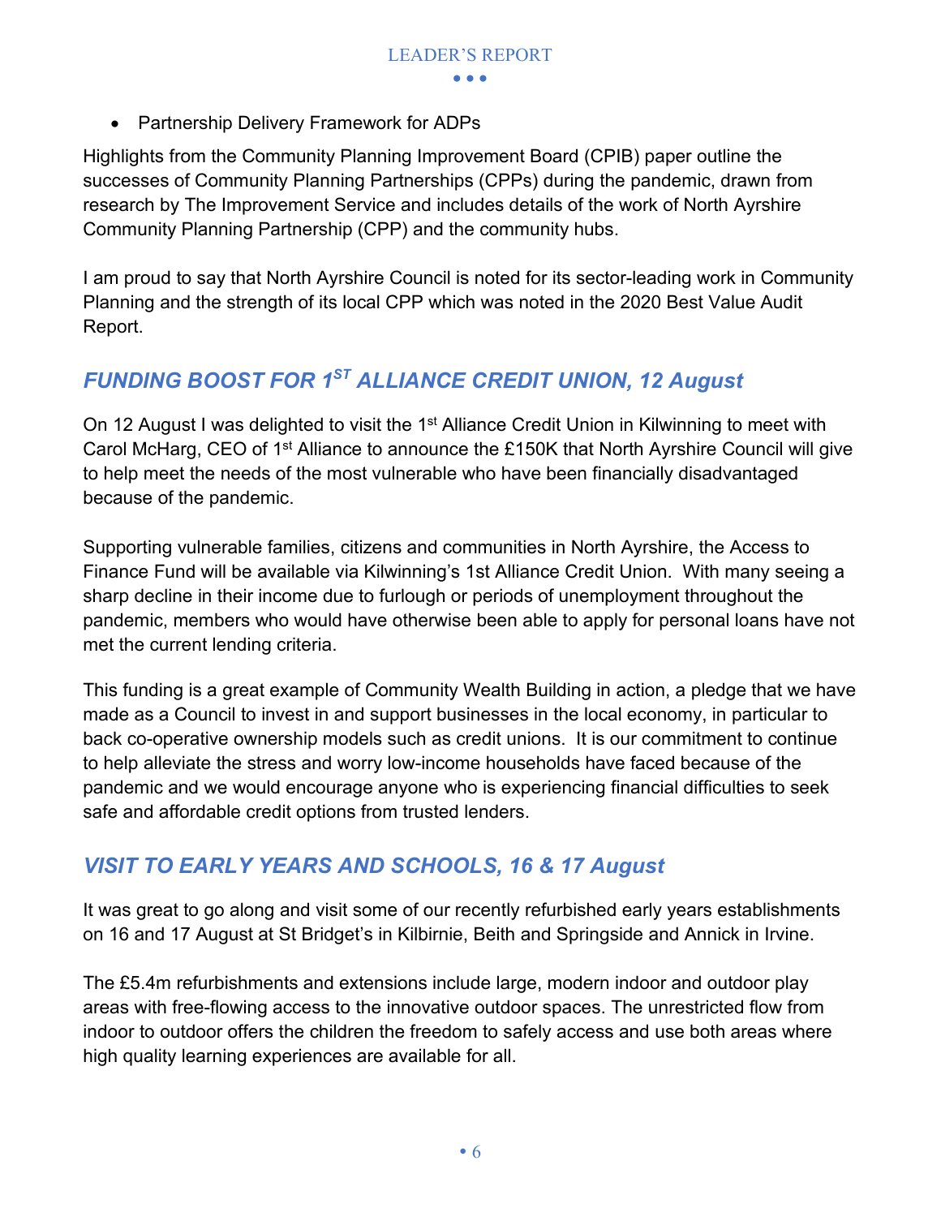- Partnership Delivery Framework for ADPs

Highlights from the Community Planning Improvement Board (CPIB) paper outline the successes of Community Planning Partnerships (CPPs) during the pandemic, drawn from research by The Improvement Service and includes details of the work of North Ayrshire Community Planning Partnership (CPP) and the community hubs.

I am proud to say that North Ayrshire Council is noted for its sector-leading work in Community Planning and the strength of its local CPP which was noted in the 2020 Best Value Audit Report.

## *FUNDING BOOST FOR 1ST ALLIANCE CREDIT UNION, 12 August*

On 12 August I was delighted to visit the 1st Alliance Credit Union in Kilwinning to meet with Carol McHarg, CEO of 1st Alliance to announce the £150K that North Ayrshire Council will give to help meet the needs of the most vulnerable who have been financially disadvantaged because of the pandemic.

Supporting vulnerable families, citizens and communities in North Ayrshire, the Access to Finance Fund will be available via Kilwinning's 1st Alliance Credit Union. With many seeing a sharp decline in their income due to furlough or periods of unemployment throughout the pandemic, members who would have otherwise been able to apply for personal loans have not met the current lending criteria.

This funding is a great example of Community Wealth Building in action, a pledge that we have made as a Council to invest in and support businesses in the local economy, in particular to back co-operative ownership models such as credit unions. It is our commitment to continue to help alleviate the stress and worry low-income households have faced because of the pandemic and we would encourage anyone who is experiencing financial difficulties to seek safe and affordable credit options from trusted lenders.

## *VISIT TO EARLY YEARS AND SCHOOLS, 16 & 17 August*

It was great to go along and visit some of our recently refurbished early years establishments on 16 and 17 August at St Bridget's in Kilbirnie, Beith and Springside and Annick in Irvine.

The £5.4m refurbishments and extensions include large, modern indoor and outdoor play areas with free-flowing access to the innovative outdoor spaces. The unrestricted flow from indoor to outdoor offers the children the freedom to safely access and use both areas where high quality learning experiences are available for all.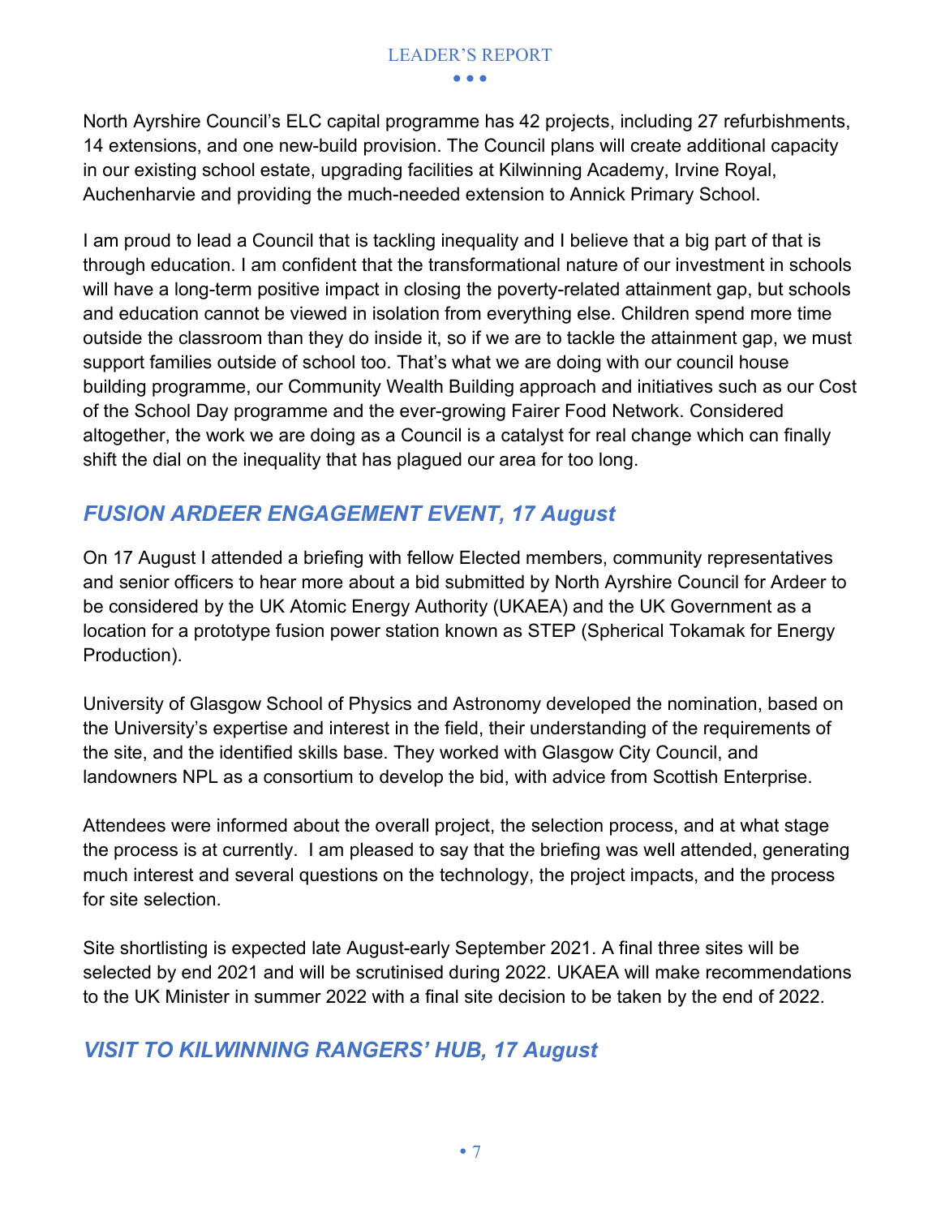North Ayrshire Council's ELC capital programme has 42 projects, including 27 refurbishments, 14 extensions, and one new-build provision. The Council plans will create additional capacity in our existing school estate, upgrading facilities at Kilwinning Academy, Irvine Royal, Auchenharvie and providing the much-needed extension to Annick Primary School.

I am proud to lead a Council that is tackling inequality and I believe that a big part of that is through education. I am confident that the transformational nature of our investment in schools will have a long-term positive impact in closing the poverty-related attainment gap, but schools and education cannot be viewed in isolation from everything else. Children spend more time outside the classroom than they do inside it, so if we are to tackle the attainment gap, we must support families outside of school too. That's what we are doing with our council house building programme, our Community Wealth Building approach and initiatives such as our Cost of the School Day programme and the ever-growing Fairer Food Network. Considered altogether, the work we are doing as a Council is a catalyst for real change which can finally shift the dial on the inequality that has plagued our area for too long.

## *FUSION ARDEER ENGAGEMENT EVENT, 17 August*

On 17 August I attended a briefing with fellow Elected members, community representatives and senior officers to hear more about a bid submitted by North Ayrshire Council for Ardeer to be considered by the UK Atomic Energy Authority (UKAEA) and the UK Government as a location for a prototype fusion power station known as STEP (Spherical Tokamak for Energy Production).

University of Glasgow School of Physics and Astronomy developed the nomination, based on the University's expertise and interest in the field, their understanding of the requirements of the site, and the identified skills base. They worked with Glasgow City Council, and landowners NPL as a consortium to develop the bid, with advice from Scottish Enterprise.

Attendees were informed about the overall project, the selection process, and at what stage the process is at currently. I am pleased to say that the briefing was well attended, generating much interest and several questions on the technology, the project impacts, and the process for site selection.

Site shortlisting is expected late August-early September 2021. A final three sites will be selected by end 2021 and will be scrutinised during 2022. UKAEA will make recommendations to the UK Minister in summer 2022 with a final site decision to be taken by the end of 2022.

## *VISIT TO KILWINNING RANGERS' HUB, 17 August*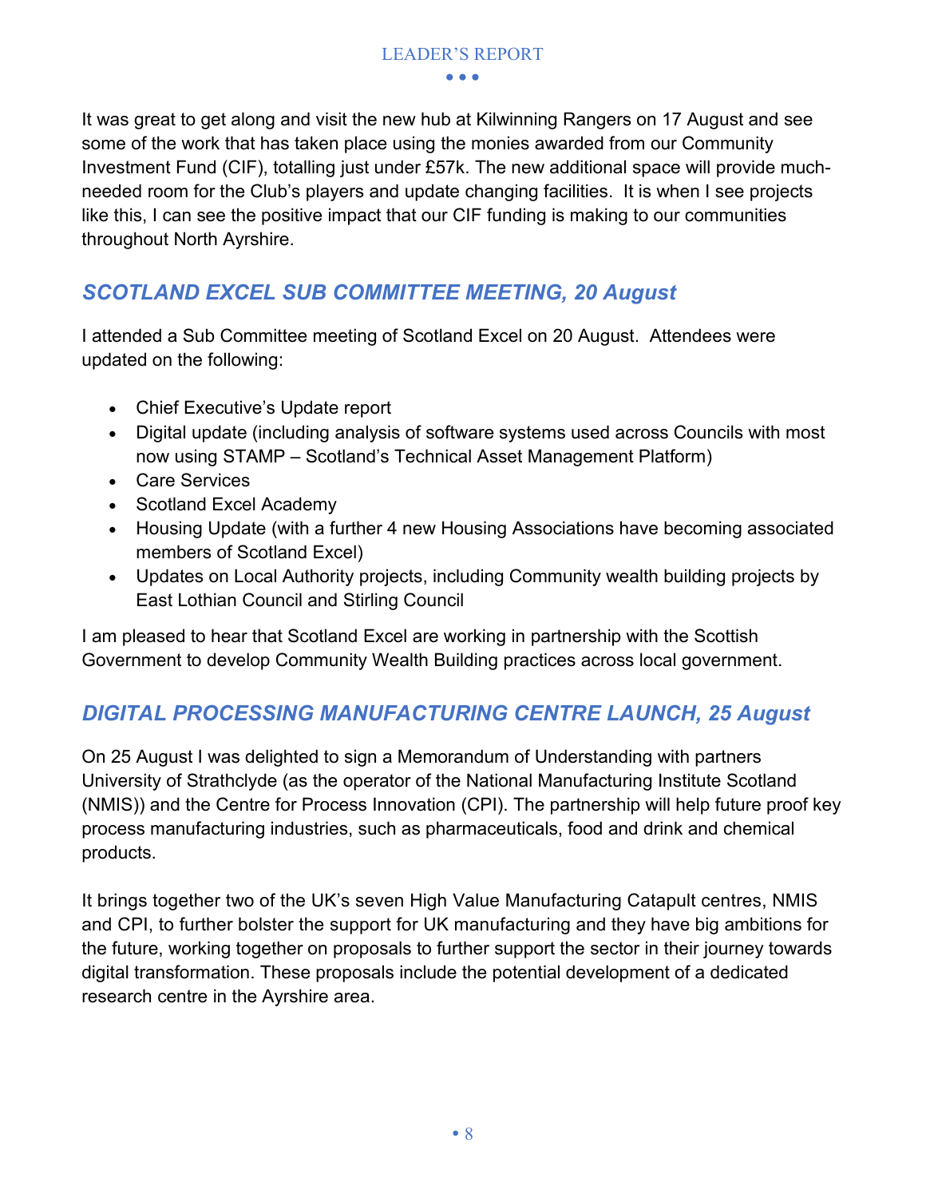It was great to get along and visit the new hub at Kilwinning Rangers on 17 August and see some of the work that has taken place using the monies awarded from our Community Investment Fund (CIF), totalling just under £57k. The new additional space will provide much-needed room for the Club's players and update changing facilities. It is when I see projects like this, I can see the positive impact that our CIF funding is making to our communities throughout North Ayrshire.

## *SCOTLAND EXCEL SUB COMMITTEE MEETING, 20 August*

I attended a Sub Committee meeting of Scotland Excel on 20 August. Attendees were updated on the following:

- Chief Executive's Update report
- Digital update (including analysis of software systems used across Councils with most now using STAMP – Scotland's Technical Asset Management Platform)
- Care Services
- Scotland Excel Academy
- Housing Update (with a further 4 new Housing Associations have becoming associated members of Scotland Excel)
- Updates on Local Authority projects, including Community wealth building projects by East Lothian Council and Stirling Council

I am pleased to hear that Scotland Excel are working in partnership with the Scottish Government to develop Community Wealth Building practices across local government.

## *DIGITAL PROCESSING MANUFACTURING CENTRE LAUNCH, 25 August*

On 25 August I was delighted to sign a Memorandum of Understanding with partners University of Strathclyde (as the operator of the National Manufacturing Institute Scotland (NMIS)) and the Centre for Process Innovation (CPI). The partnership will help future proof key process manufacturing industries, such as pharmaceuticals, food and drink and chemical products.

It brings together two of the UK's seven High Value Manufacturing Catapult centres, NMIS and CPI, to further bolster the support for UK manufacturing and they have big ambitions for the future, working together on proposals to further support the sector in their journey towards digital transformation. These proposals include the potential development of a dedicated research centre in the Ayrshire area.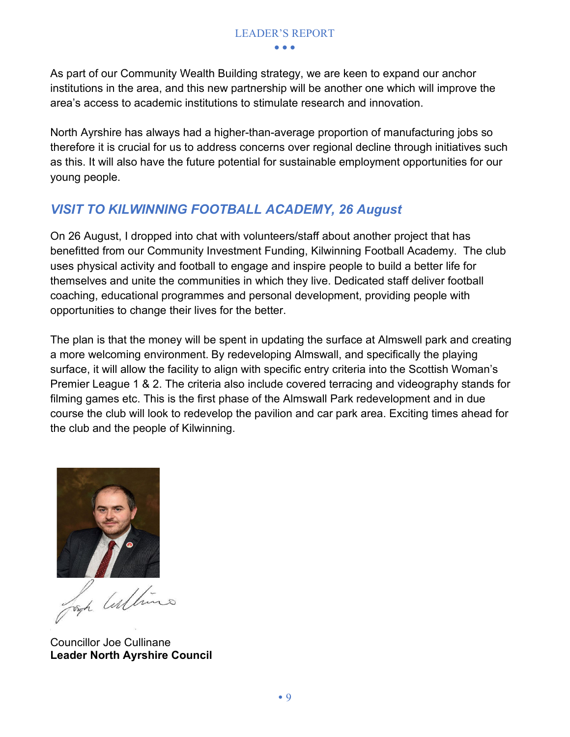As part of our Community Wealth Building strategy, we are keen to expand our anchor institutions in the area, and this new partnership will be another one which will improve the area's access to academic institutions to stimulate research and innovation.

North Ayrshire has always had a higher-than-average proportion of manufacturing jobs so therefore it is crucial for us to address concerns over regional decline through initiatives such as this. It will also have the future potential for sustainable employment opportunities for our young people.

## *VISIT TO KILWINNING FOOTBALL ACADEMY, 26 August*

On 26 August, I dropped into chat with volunteers/staff about another project that has benefitted from our Community Investment Funding, Kilwinning Football Academy.  The club uses physical activity and football to engage and inspire people to build a better life for themselves and unite the communities in which they live. Dedicated staff deliver football coaching, educational programmes and personal development, providing people with opportunities to change their lives for the better.

The plan is that the money will be spent in updating the surface at Almswell park and creating a more welcoming environment. By redeveloping Almswall, and specifically the playing surface, it will allow the facility to align with specific entry criteria into the Scottish Woman's Premier League 1 & 2. The criteria also include covered terracing and videography stands for filming games etc. This is the first phase of the Almswall Park redevelopment and in due course the club will look to redevelop the pavilion and car park area. Exciting times ahead for the club and the people of Kilwinning.

Councillor Joe Cullinane
**Leader North Ayrshire Council**